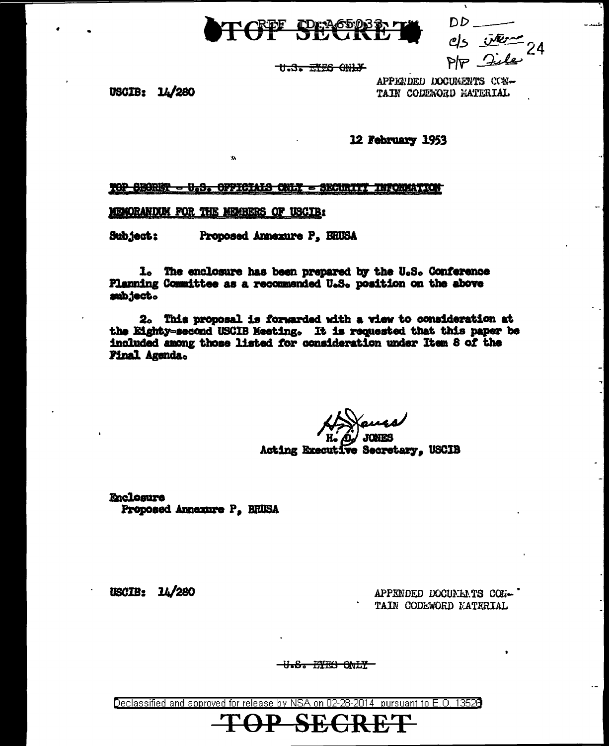TOP SECRET

REF ID:A65038

DD ———
c/s ——— 24
P/P File

~~U.S. EYES ONLY~~

USCIB: 14/280

APPENDED DOCUMENTS CONTAIN CODEWORD MATERIAL

12 February 1953

~~TOP SECRET - U.S. OFFICIALS ONLY - SECURITY INFORMATION~~

MEMORANDUM FOR THE MEMBERS OF USCIB:

Subject: Proposed Annexure P, BRUSA

1. The enclosure has been prepared by the U.S. Conference Planning Committee as a recommended U.S. position on the above subject.

2. This proposal is forwarded with a view to consideration at the Eighty-second USCIB Meeting. It is requested that this paper be included among those listed for consideration under Item 8 of the Final Agenda.

H. D. JONES
Acting Executive Secretary, USCIB

Enclosure
Proposed Annexure P, BRUSA

USCIB: 14/280

APPENDED DOCUMENTS CONTAIN CODEWORD MATERIAL

~~U.S. EYES ONLY~~

Declassified and approved for release by NSA on 02-28-2014 pursuant to E.O. 13526

TOP SECRET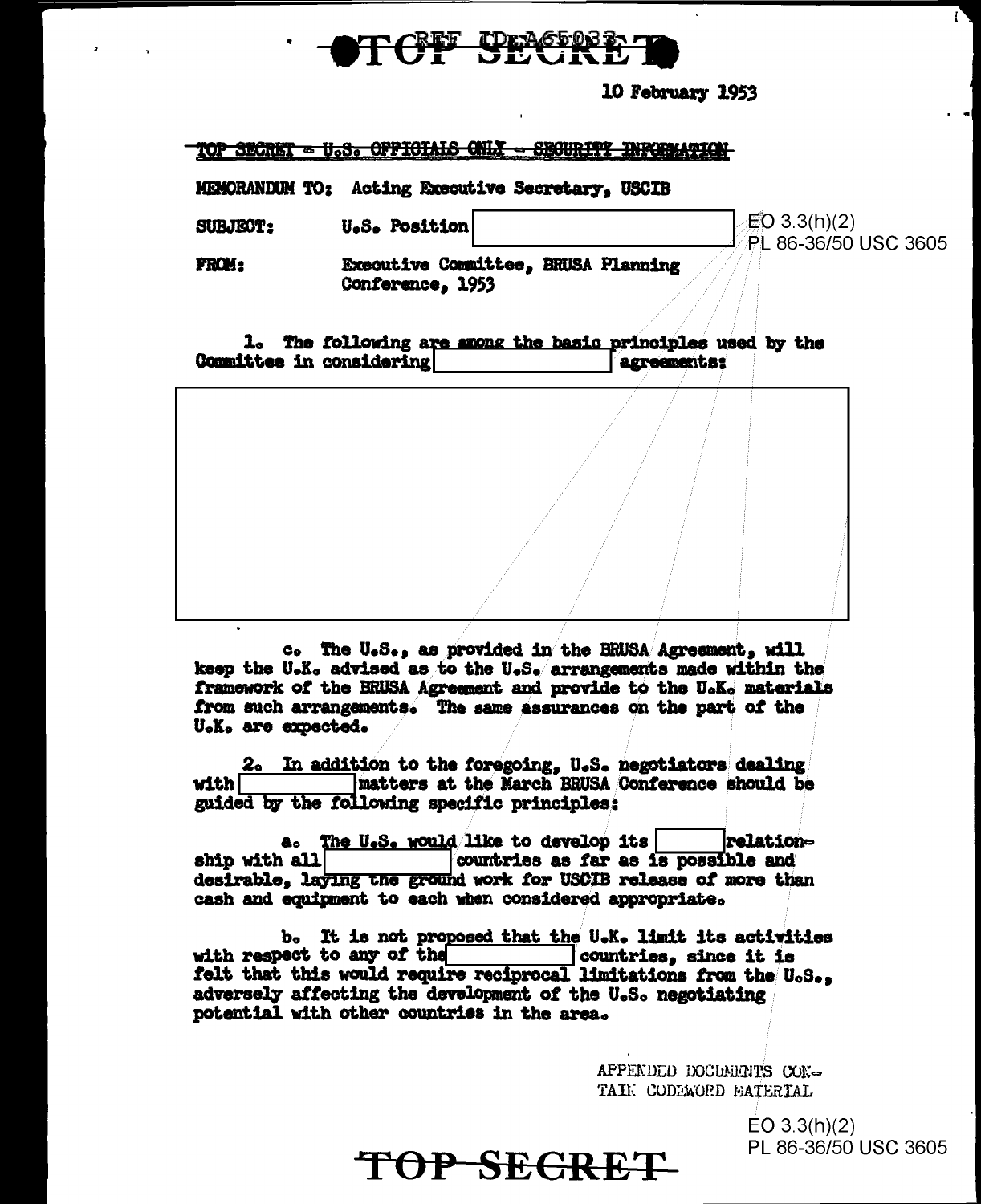**TOP SECRET**

10 February 1953

~~TOP SECRET - U.S. OFFICIALS ONLY - SECURITY INFORMATION~~

MEMORANDUM TO: Acting Executive Secretary, USCIB

SUBJECT: U.S. Position [ ]

EO 3.3(h)(2)
PL 86-36/50 USC 3605

FROM: Executive Committee, BRUSA Planning Conference, 1953

1. The following are among the basic principles used by the Committee in considering [ ] agreements:

[ ]

c. The U.S., as provided in the BRUSA Agreement, will keep the U.K. advised as to the U.S. arrangements made within the framework of the BRUSA Agreement and provide to the U.K. materials from such arrangements. The same assurances on the part of the U.K. are expected.

2. In addition to the foregoing, U.S. negotiators dealing with [ ] matters at the March BRUSA Conference should be guided by the following specific principles:

a. The U.S. would like to develop its [ ] relationship with all [ ] countries as far as is possible and desirable, laying the ground work for USCIB release of more than cash and equipment to each when considered appropriate.

b. It is not proposed that the U.K. limit its activities with respect to any of the [ ] countries, since it is felt that this would require reciprocal limitations from the U.S., adversely affecting the development of the U.S. negotiating potential with other countries in the area.

APPENDED DOCUMENTS CONTAIN CODEWORD MATERIAL

EO 3.3(h)(2)
PL 86-36/50 USC 3605

**TOP SECRET**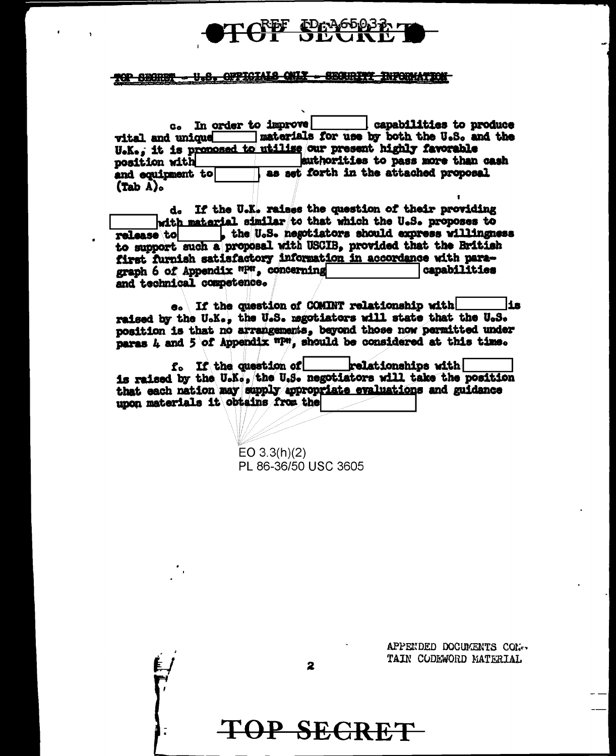TOP SECRET - U.S. OFFICIALS ONLY - SECURITY INFORMATION

c. In order to improve [REDACTED] capabilities to produce vital and unique [REDACTED] materials for use by both the U.S. and the U.K., it is proposed to utilize our present highly favorable position with [REDACTED] authorities to pass more than cash and equipment to [REDACTED] as set forth in the attached proposal (Tab A).

d. If the U.K. raises the question of their providing [REDACTED] with material similar to that which the U.S. proposes to release to [REDACTED], the U.S. negotiators should express willingness to support such a proposal with USCIB, provided that the British first furnish satisfactory information in accordance with paragraph 6 of Appendix "P", concerning [REDACTED] capabilities and technical competence.

e. If the question of COMINT relationship with [REDACTED] is raised by the U.K., the U.S. negotiators will state that the U.S. position is that no arrangements, beyond those now permitted under paras 4 and 5 of Appendix "P", should be considered at this time.

f. If the question of [REDACTED] relationships with [REDACTED] is raised by the U.K., the U.S. negotiators will take the position that each nation may supply appropriate evaluations and guidance upon materials it obtains from the [REDACTED]

EO 3.3(h)(2)
PL 86-36/50 USC 3605

APPENDED DOCUMENTS CONTAIN CODEWORD MATERIAL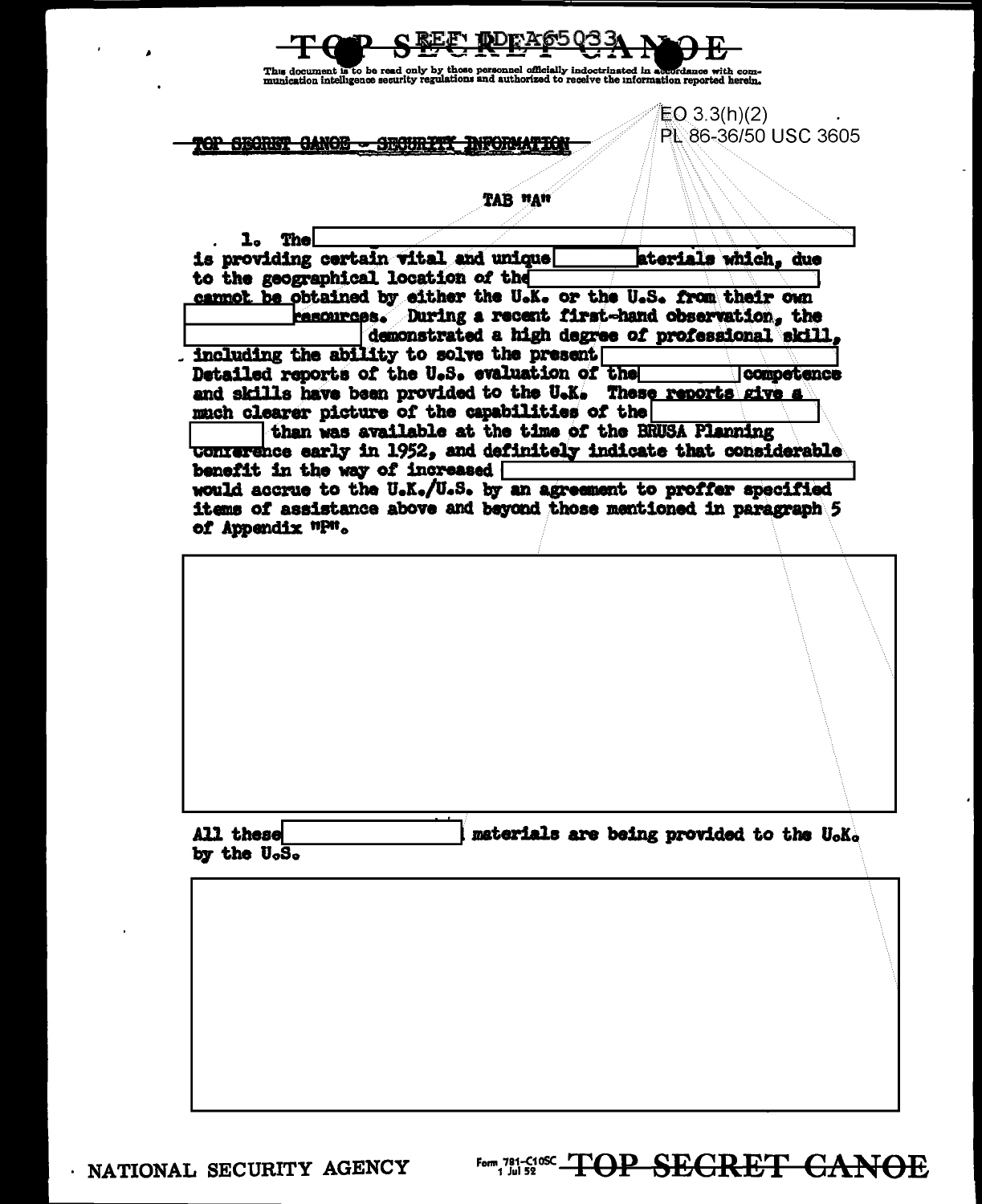This document is to be read only by those personnel officially indoctrinated in accordance with communication intelligence security regulations and authorized to receive the information reported herein.

EO 3.3(h)(2)
PL 86-36/50 USC 3605

~~TOP SECRET CANOE - SECURITY INFORMATION~~

TAB "A"

1. The [REDACTED] is providing certain vital and unique [REDACTED] materials which, due to the geographical location of the [REDACTED] cannot be obtained by either the U.K. or the U.S. from their own [REDACTED] resources. During a recent first-hand observation, the [REDACTED] demonstrated a high degree of professional skill, including the ability to solve the present [REDACTED] Detailed reports of the U.S. evaluation of the [REDACTED] competence and skills have been provided to the U.K. These reports give a much clearer picture of the capabilities of the [REDACTED] [REDACTED] than was available at the time of the BRUSA Planning Conference early in 1952, and definitely indicate that considerable benefit in the way of increased [REDACTED] would accrue to the U.K./U.S. by an agreement to proffer specified items of assistance above and beyond those mentioned in paragraph 5 of Appendix "P".

[REDACTED]

All these [REDACTED] materials are being provided to the U.K. by the U.S.

[REDACTED]

NATIONAL SECURITY AGENCY

Form 781-C10SC 1 Jul 52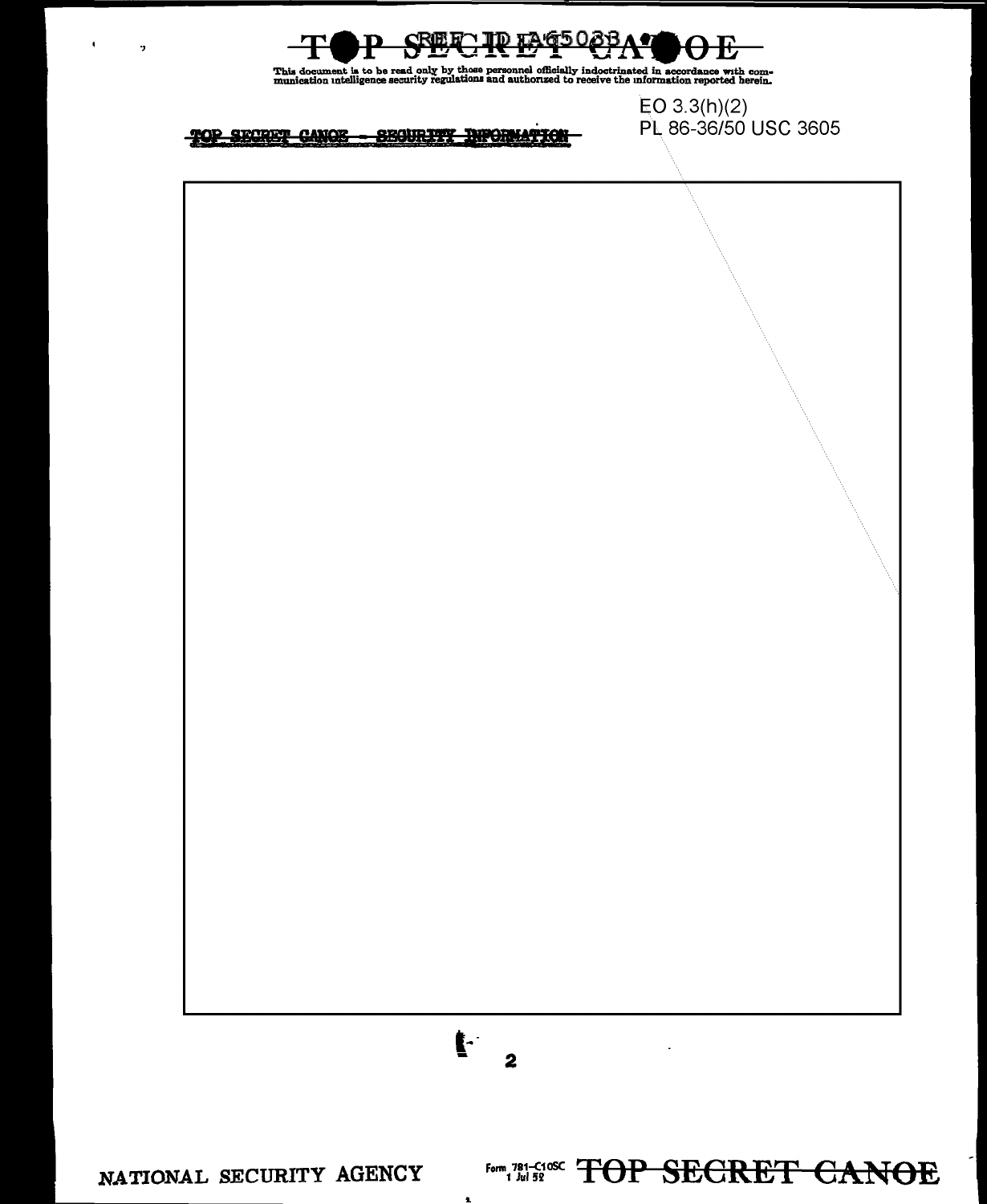This document is to be read only by those personnel officially indoctrinated in accordance with communication intelligence security regulations and authorized to receive the information reported herein.

TOP SECRET CANOE - SECURITY INFORMATION

EO 3.3(h)(2)
PL 86-36/50 USC 3605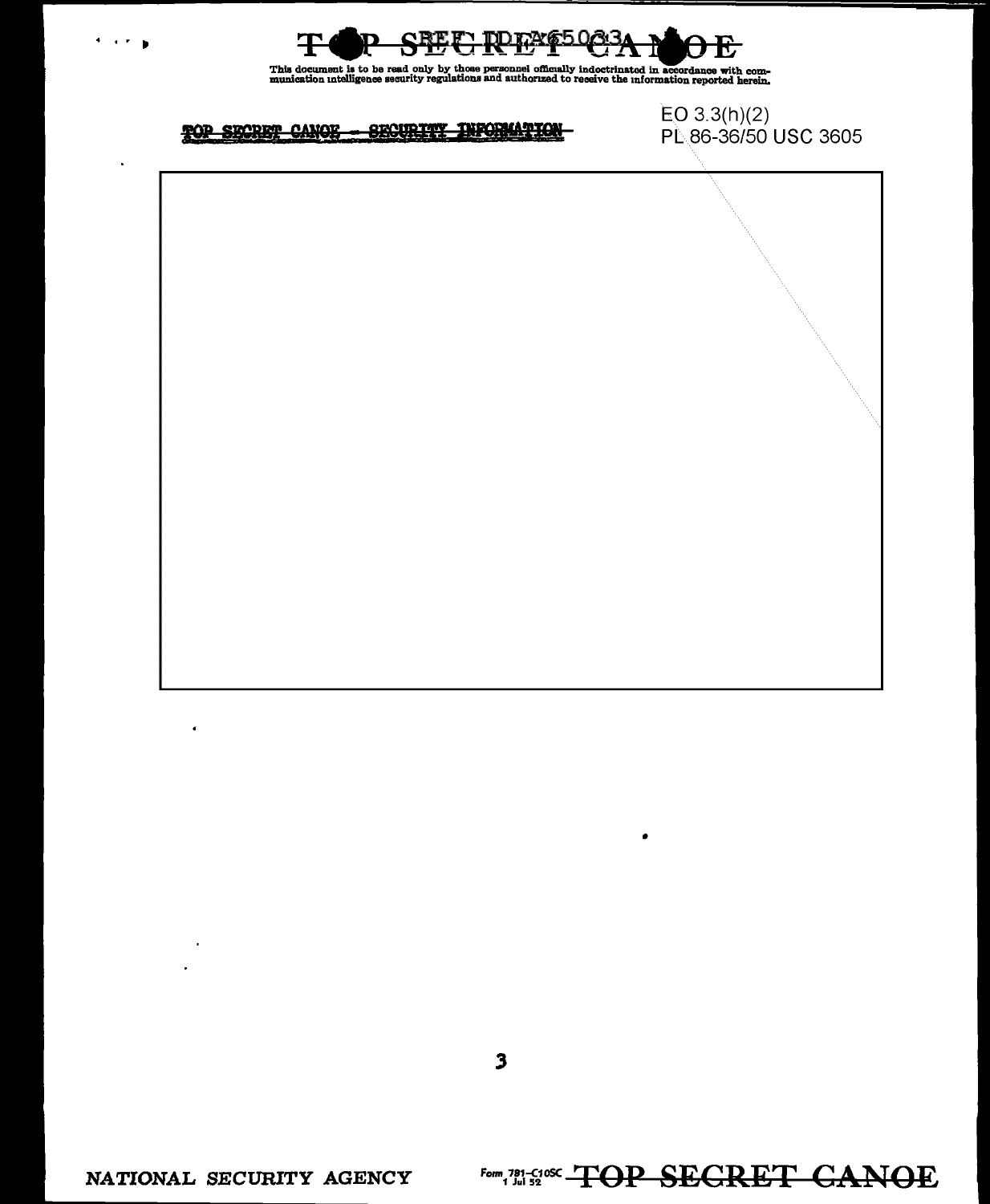This document is to be read only by those personnel officially indoctrinated in accordance with communication intelligence security regulations and authorized to receive the information reported herein.

TOP SECRET CANOE - SECURITY INFORMATION

EO 3.3(h)(2)
PL 86-36/50 USC 3605

NATIONAL SECURITY AGENCY

Form 781-C10SC 1 Jul 52 TOP SECRET CANOE